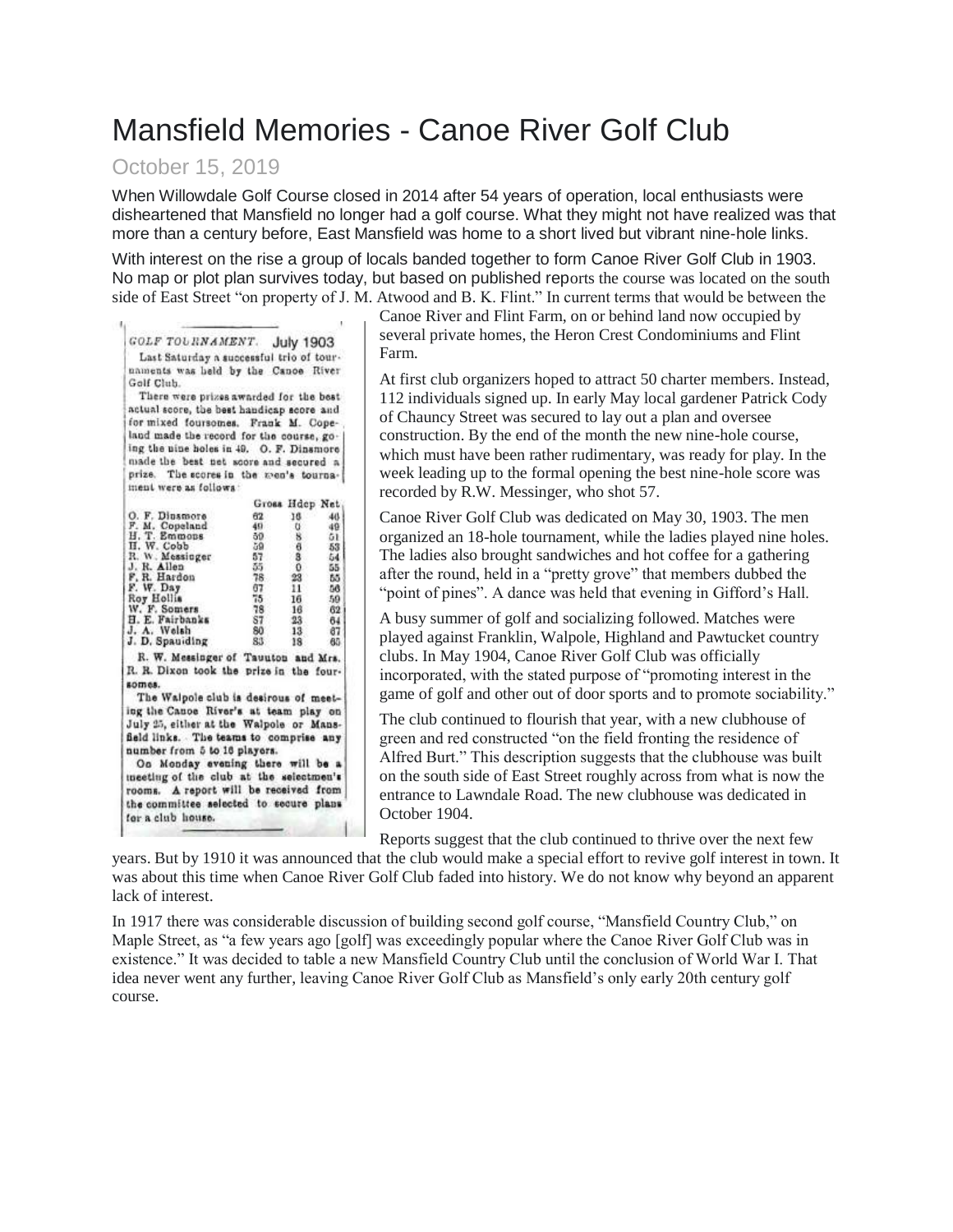# Mansfield Memories - Canoe River Golf Club

October 15, 2019

When Willowdale Golf Course closed in 2014 after 54 years of operation, local enthusiasts were disheartened that Mansfield no longer had a golf course. What they might not have realized was that more than a century before, East Mansfield was home to a short lived but vibrant nine-hole links.

With interest on the rise a group of locals banded together to form Canoe River Golf Club in 1903. No map or plot plan survives today, but based on published reports the course was located on the south side of East Street "on property of J. M. Atwood and B. K. Flint." In current terms that would be between the Canoe River and Flint Farm, on or behind land now occupied by several private homes, the Heron Crest Condominiums and Flint Farm.

GOLF TOURNAMENT. July 1903

Last Saturday a successful trio of tournaments was held by the Canoe River Golf Club.

There were prizes awarded for the best actual score, the best handicap score and for mixed foursomes. Frank M. Copeland made the record for the course, going the nine holes in 49. O. F. Dinsmore made the best net score and secured a prize. The scores in the men's tournament were as follows:

| | Gross | Hdcp | Net |
|---|---|---|---|
| O. F. Dinsmore | 62 | 16 | 46 |
| F. M. Copeland | 49 | 0 | 49 |
| H. T. Emmons | 59 | 8 | 51 |
| H. W. Cobb | 59 | 6 | 53 |
| R. W. Messinger | 57 | 3 | 54 |
| J. R. Allen | 55 | 0 | 55 |
| F. R. Hardon | 78 | 23 | 55 |
| F. W. Day | 67 | 11 | 56 |
| Roy Hollis | 75 | 16 | 59 |
| W. F. Somers | 78 | 16 | 62 |
| H. E. Fairbanks | 87 | 23 | 64 |
| J. A. Welsh | 80 | 13 | 67 |
| J. D. Spaulding | 83 | 18 | 65 |

R. W. Messinger of Taunton and Mrs. R. R. Dixon took the prize in the foursomes.

The Walpole club is desirous of meeting the Canoe River's at team play on July 25, either at the Walpole or Mansfield links. The teams to comprise any number from 5 to 16 players.

On Monday evening there will be a meeting of the club at the selectmen's rooms. A report will be received from the committee selected to secure plans for a club house.

At first club organizers hoped to attract 50 charter members. Instead, 112 individuals signed up. In early May local gardener Patrick Cody of Chauncy Street was secured to lay out a plan and oversee construction. By the end of the month the new nine-hole course, which must have been rather rudimentary, was ready for play. In the week leading up to the formal opening the best nine-hole score was recorded by R.W. Messinger, who shot 57.

Canoe River Golf Club was dedicated on May 30, 1903. The men organized an 18-hole tournament, while the ladies played nine holes. The ladies also brought sandwiches and hot coffee for a gathering after the round, held in a "pretty grove" that members dubbed the "point of pines". A dance was held that evening in Gifford's Hall.

A busy summer of golf and socializing followed. Matches were played against Franklin, Walpole, Highland and Pawtucket country clubs. In May 1904, Canoe River Golf Club was officially incorporated, with the stated purpose of "promoting interest in the game of golf and other out of door sports and to promote sociability."

The club continued to flourish that year, with a new clubhouse of green and red constructed "on the field fronting the residence of Alfred Burt." This description suggests that the clubhouse was built on the south side of East Street roughly across from what is now the entrance to Lawndale Road. The new clubhouse was dedicated in October 1904.

Reports suggest that the club continued to thrive over the next few years. But by 1910 it was announced that the club would make a special effort to revive golf interest in town. It was about this time when Canoe River Golf Club faded into history. We do not know why beyond an apparent lack of interest.

In 1917 there was considerable discussion of building second golf course, "Mansfield Country Club," on Maple Street, as "a few years ago [golf] was exceedingly popular where the Canoe River Golf Club was in existence." It was decided to table a new Mansfield Country Club until the conclusion of World War I. That idea never went any further, leaving Canoe River Golf Club as Mansfield's only early 20th century golf course.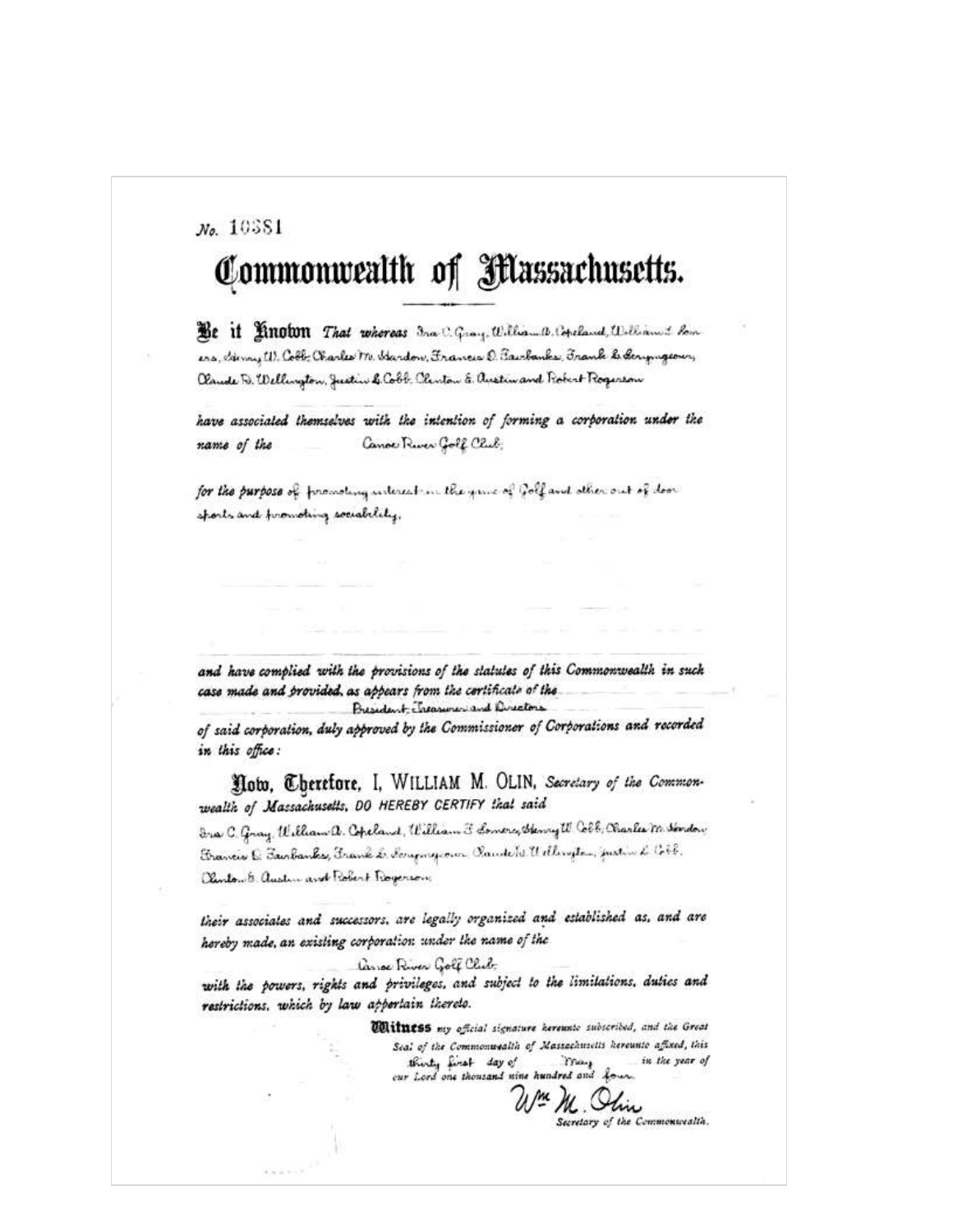No. 10381

# Commonwealth of Massachusetts.

**Be it Known** *That whereas* Ira C. Gray, William A. Copeland, William F. Somers, Henry W. Cobb, Charles M. Hardon, Francis D. Fairbanks, Frank L. Scrymgeour, Claude R. Wellington, Justin L. Cobb, Clinton E. Austin and Robert Rogerson

*have associated themselves with the intention of forming a corporation under the name of the* Canoe River Golf Club,

*for the purpose of* promoting interest in the game of Golf and other out of door sports and promoting sociability,

*and have complied with the provisions of the statutes of this Commonwealth in such case made and provided, as appears from the certificate of the* President, Treasurer and Directors *of said corporation, duly approved by the Commissioner of Corporations and recorded in this office:*

**Now, Therefore,** I, WILLIAM M. OLIN, *Secretary of the Commonwealth of Massachusetts, DO HEREBY CERTIFY that said*

Ira C. Gray, William A. Copeland, William F. Somers, Henry W. Cobb, Charles M. Hardon, Francis D. Fairbanks, Frank L. Scrymgeour, Claude R. Wellington, Justin L. Cobb, Clinton E. Austin and Robert Rogerson

*their associates and successors, are legally organized and established as, and are hereby made, an existing corporation under the name of the*

Canoe River Golf Club,

*with the powers, rights and privileges, and subject to the limitations, duties and restrictions, which by law appertain thereto.*

**Witness** *my official signature hereunto subscribed, and the Great Seal of the Commonwealth of Massachusetts hereunto affixed, this* thirty first *day of* May *in the year of our Lord one thousand nine hundred and* four.

Wm. M. Olin
*Secretary of the Commonwealth.*